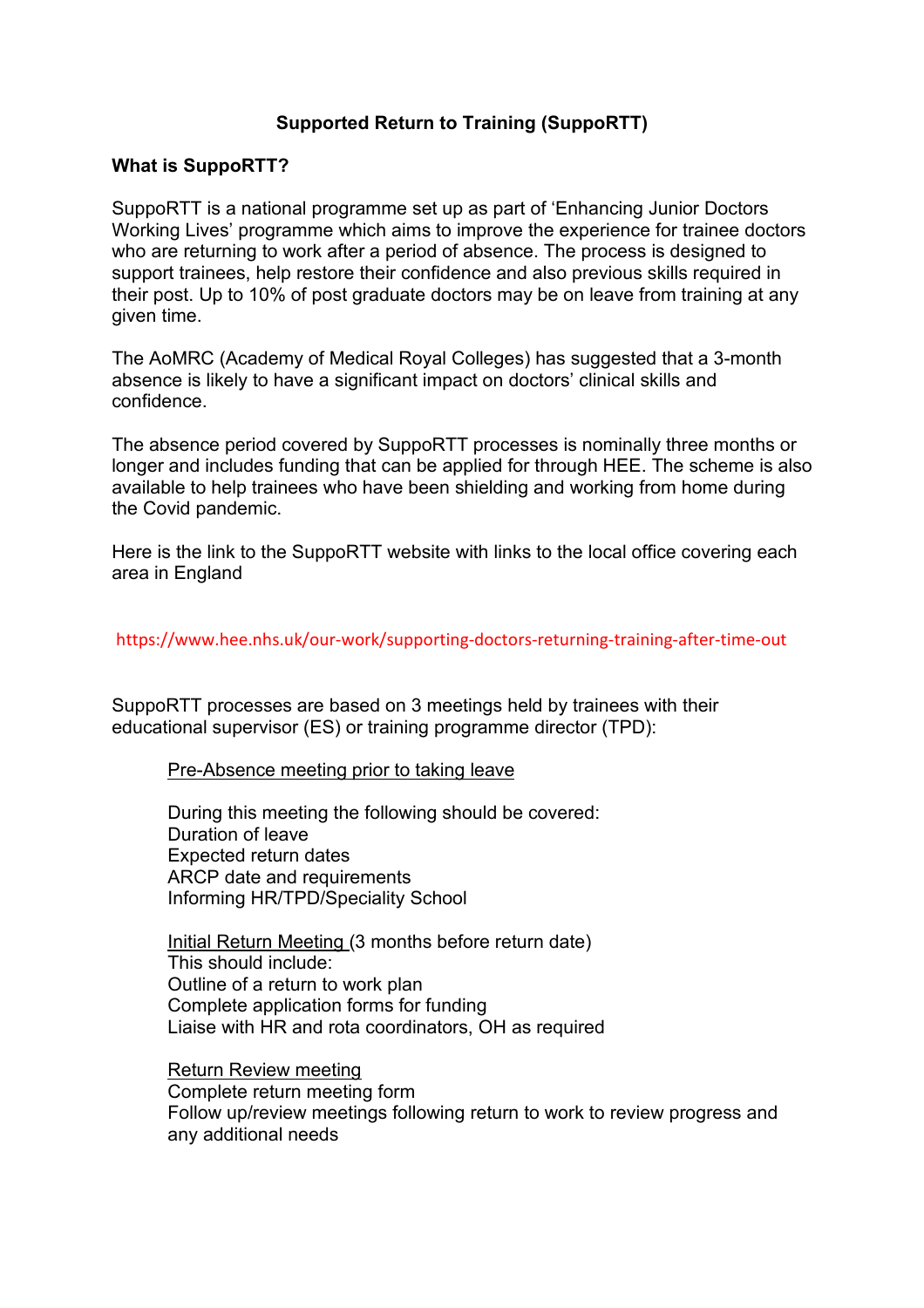# Supported Return to Training (SuppoRTT)

## What is SuppoRTT?

SuppoRTT is a national programme set up as part of 'Enhancing Junior Doctors Working Lives' programme which aims to improve the experience for trainee doctors who are returning to work after a period of absence. The process is designed to support trainees, help restore their confidence and also previous skills required in their post. Up to 10% of post graduate doctors may be on leave from training at any given time.

The AoMRC (Academy of Medical Royal Colleges) has suggested that a 3-month absence is likely to have a significant impact on doctors' clinical skills and confidence.

The absence period covered by SuppoRTT processes is nominally three months or longer and includes funding that can be applied for through HEE. The scheme is also available to help trainees who have been shielding and working from home during the Covid pandemic.

Here is the link to the SuppoRTT website with links to the local office covering each area in England

https://www.hee.nhs.uk/our-work/supporting-doctors-returning-training-after-time-out

SuppoRTT processes are based on 3 meetings held by trainees with their educational supervisor (ES) or training programme director (TPD):

<u>Pre-Absence meeting prior to taking leave</u>

During this meeting the following should be covered:
- Duration of leave
- Expected return dates
- ARCP date and requirements
- Informing HR/TPD/Speciality School

<u>Initial Return Meeting</u> (3 months before return date)

This should include:
- Outline of a return to work plan
- Complete application forms for funding
- Liaise with HR and rota coordinators, OH as required

<u>Return Review meeting</u>
- Complete return meeting form
- Follow up/review meetings following return to work to review progress and any additional needs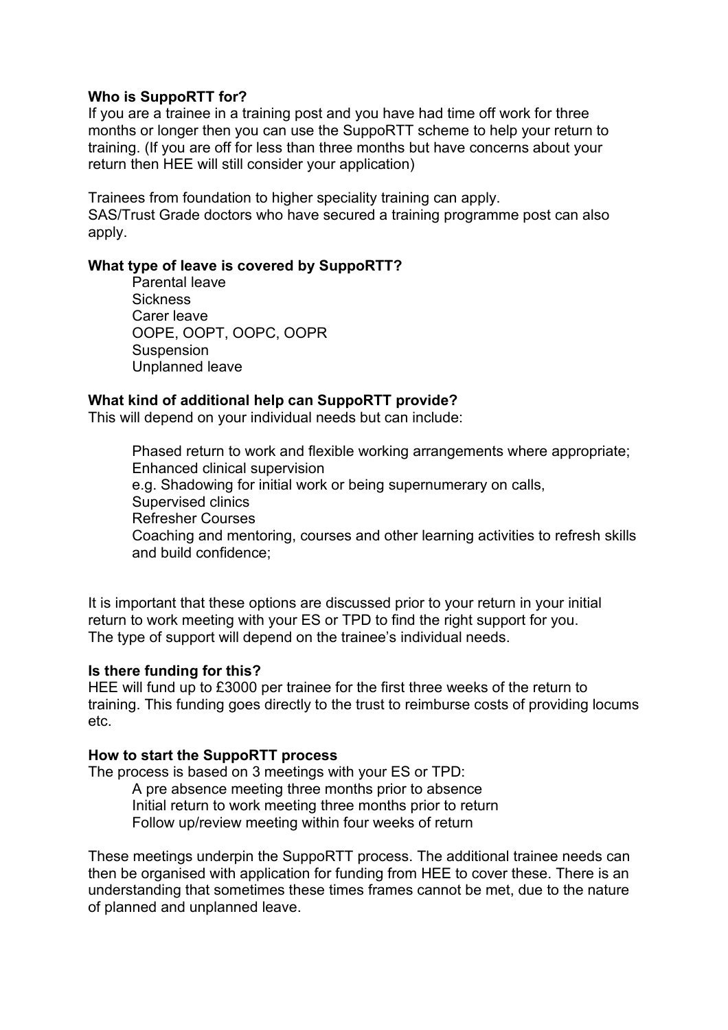**Who is SuppoRTT for?**
If you are a trainee in a training post and you have had time off work for three months or longer then you can use the SuppoRTT scheme to help your return to training. (If you are off for less than three months but have concerns about your return then HEE will still consider your application)

Trainees from foundation to higher speciality training can apply.
SAS/Trust Grade doctors who have secured a training programme post can also apply.

**What type of leave is covered by SuppoRTT?**

- Parental leave
- Sickness
- Carer leave
- OOPE, OOPT, OOPC, OOPR
- Suspension
- Unplanned leave

**What kind of additional help can SuppoRTT provide?**
This will depend on your individual needs but can include:

- Phased return to work and flexible working arrangements where appropriate;
- Enhanced clinical supervision
- e.g. Shadowing for initial work or being supernumerary on calls,
- Supervised clinics
- Refresher Courses
- Coaching and mentoring, courses and other learning activities to refresh skills and build confidence;

It is important that these options are discussed prior to your return in your initial return to work meeting with your ES or TPD to find the right support for you.
The type of support will depend on the trainee's individual needs.

**Is there funding for this?**
HEE will fund up to £3000 per trainee for the first three weeks of the return to training. This funding goes directly to the trust to reimburse costs of providing locums etc.

**How to start the SuppoRTT process**
The process is based on 3 meetings with your ES or TPD:

- A pre absence meeting three months prior to absence
- Initial return to work meeting three months prior to return
- Follow up/review meeting within four weeks of return

These meetings underpin the SuppoRTT process. The additional trainee needs can then be organised with application for funding from HEE to cover these. There is an understanding that sometimes these times frames cannot be met, due to the nature of planned and unplanned leave.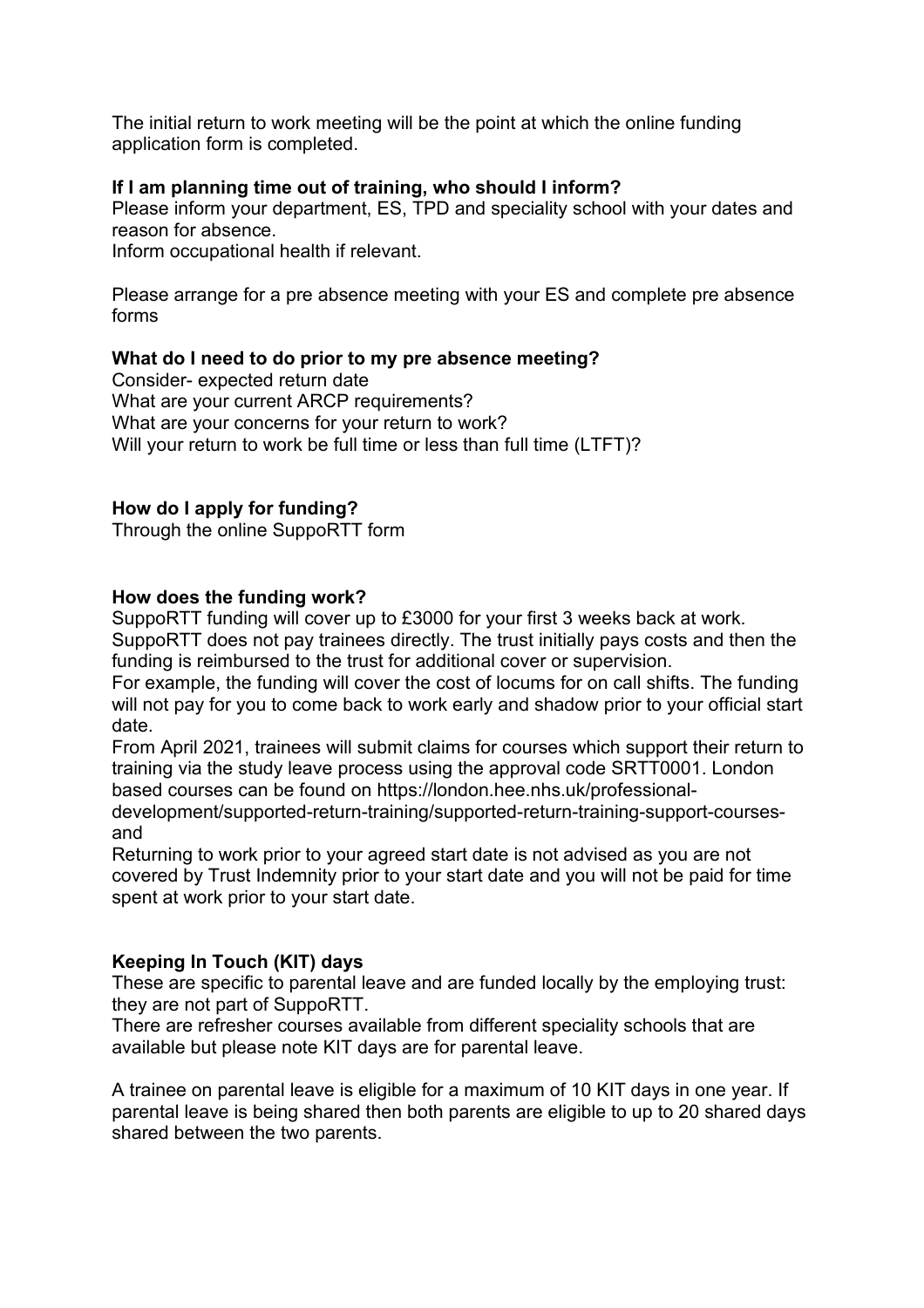The initial return to work meeting will be the point at which the online funding application form is completed.

**If I am planning time out of training, who should I inform?**

Please inform your department, ES, TPD and speciality school with your dates and reason for absence.

Inform occupational health if relevant.

Please arrange for a pre absence meeting with your ES and complete pre absence forms

**What do I need to do prior to my pre absence meeting?**

Consider- expected return date

What are your current ARCP requirements?

What are your concerns for your return to work?

Will your return to work be full time or less than full time (LTFT)?

**How do I apply for funding?**

Through the online SuppoRTT form

**How does the funding work?**

SuppoRTT funding will cover up to £3000 for your first 3 weeks back at work. SuppoRTT does not pay trainees directly. The trust initially pays costs and then the funding is reimbursed to the trust for additional cover or supervision.

For example, the funding will cover the cost of locums for on call shifts. The funding will not pay for you to come back to work early and shadow prior to your official start date.

From April 2021, trainees will submit claims for courses which support their return to training via the study leave process using the approval code SRTT0001. London based courses can be found on https://london.hee.nhs.uk/professional-development/supported-return-training/supported-return-training-support-courses-and

Returning to work prior to your agreed start date is not advised as you are not covered by Trust Indemnity prior to your start date and you will not be paid for time spent at work prior to your start date.

**Keeping In Touch (KIT) days**

These are specific to parental leave and are funded locally by the employing trust: they are not part of SuppoRTT.

There are refresher courses available from different speciality schools that are available but please note KIT days are for parental leave.

A trainee on parental leave is eligible for a maximum of 10 KIT days in one year. If parental leave is being shared then both parents are eligible to up to 20 shared days shared between the two parents.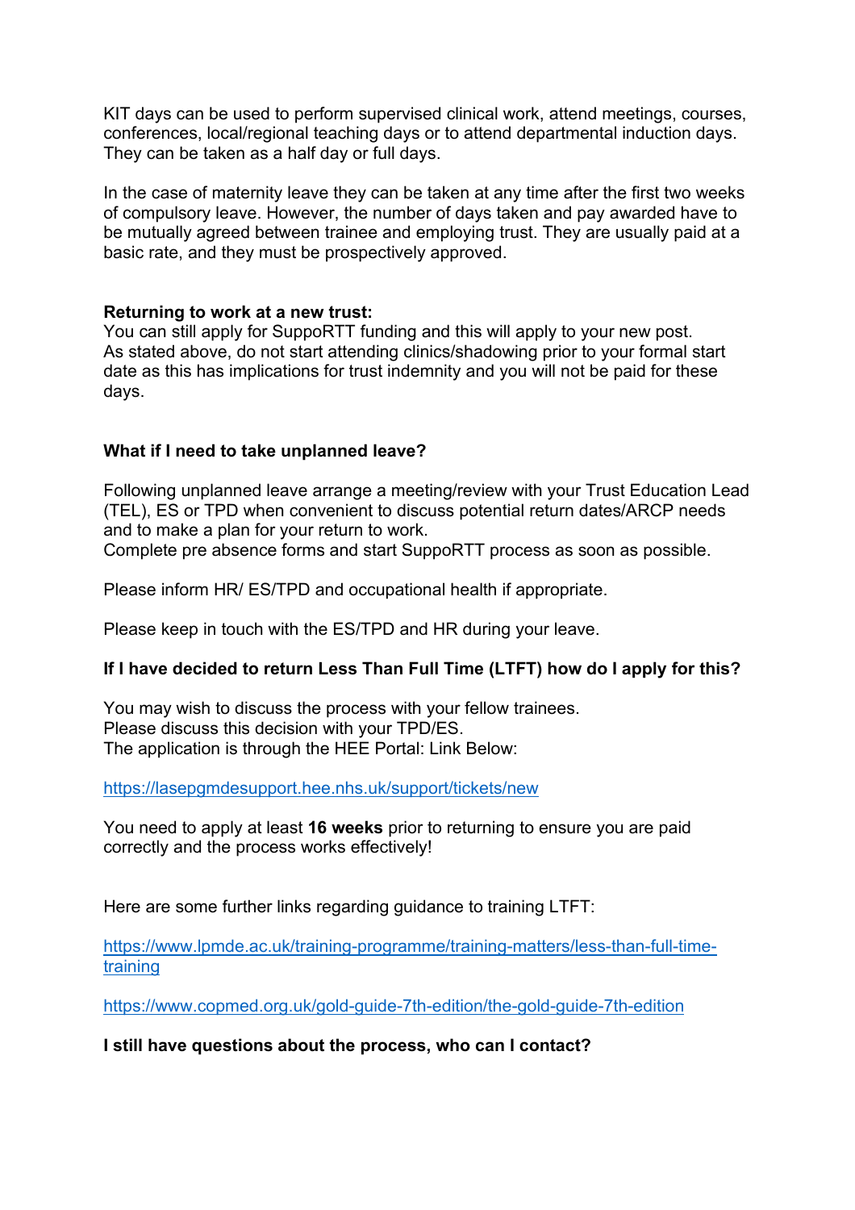KIT days can be used to perform supervised clinical work, attend meetings, courses, conferences, local/regional teaching days or to attend departmental induction days. They can be taken as a half day or full days.

In the case of maternity leave they can be taken at any time after the first two weeks of compulsory leave. However, the number of days taken and pay awarded have to be mutually agreed between trainee and employing trust. They are usually paid at a basic rate, and they must be prospectively approved.

**Returning to work at a new trust:**
You can still apply for SuppoRTT funding and this will apply to your new post.
As stated above, do not start attending clinics/shadowing prior to your formal start date as this has implications for trust indemnity and you will not be paid for these days.

**What if I need to take unplanned leave?**

Following unplanned leave arrange a meeting/review with your Trust Education Lead (TEL), ES or TPD when convenient to discuss potential return dates/ARCP needs and to make a plan for your return to work.
Complete pre absence forms and start SuppoRTT process as soon as possible.

Please inform HR/ ES/TPD and occupational health if appropriate.

Please keep in touch with the ES/TPD and HR during your leave.

**If I have decided to return Less Than Full Time (LTFT) how do I apply for this?**

You may wish to discuss the process with your fellow trainees.
Please discuss this decision with your TPD/ES.
The application is through the HEE Portal: Link Below:

https://lasepgmdesupport.hee.nhs.uk/support/tickets/new

You need to apply at least **16 weeks** prior to returning to ensure you are paid correctly and the process works effectively!

Here are some further links regarding guidance to training LTFT:

https://www.lpmde.ac.uk/training-programme/training-matters/less-than-full-time-training

https://www.copmed.org.uk/gold-guide-7th-edition/the-gold-guide-7th-edition

**I still have questions about the process, who can I contact?**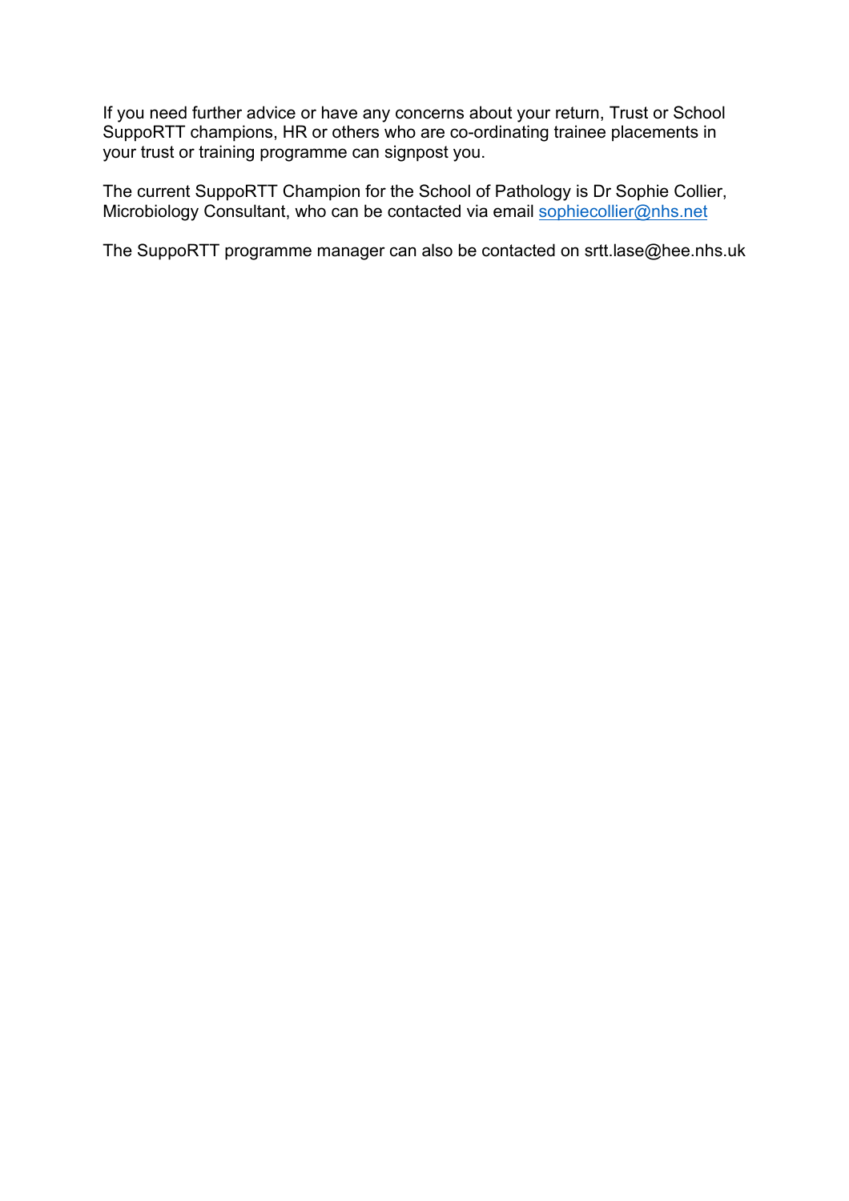If you need further advice or have any concerns about your return, Trust or School SuppoRTT champions, HR or others who are co-ordinating trainee placements in your trust or training programme can signpost you.

The current SuppoRTT Champion for the School of Pathology is Dr Sophie Collier, Microbiology Consultant, who can be contacted via email sophiecollier@nhs.net

The SuppoRTT programme manager can also be contacted on srtt.lase@hee.nhs.uk